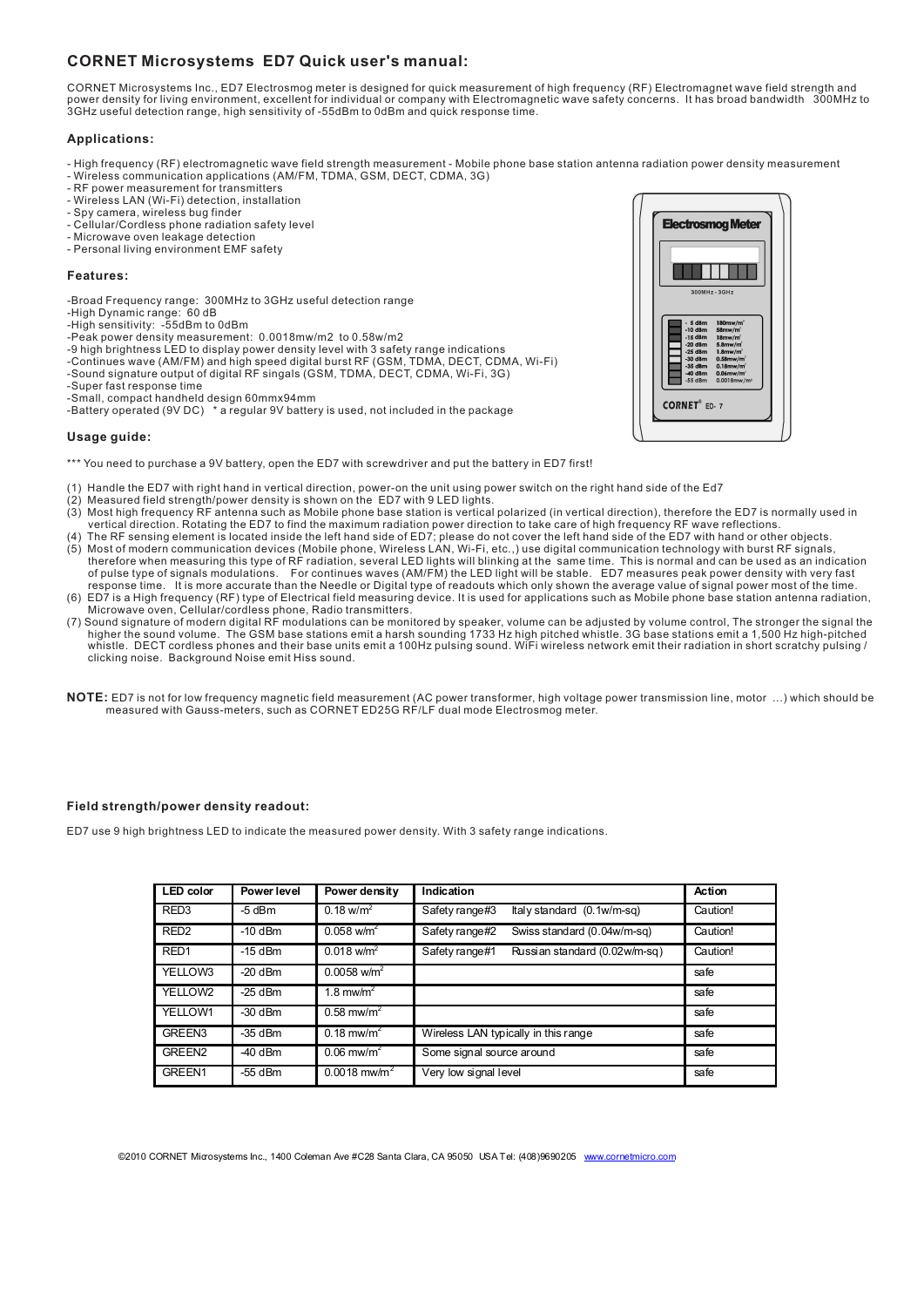# CORNET Microsystems ED7 Quick user's manual:

CORNET Microsystems Inc., ED7 Electrosmog meter is designed for quick measurement of high frequency (RF) Electromagnet wave field strength and power density for living environment, excellent for individual or company with Electromagnetic wave safety concerns. It has broad bandwidth 300MHz to 3GHz useful detection range, high sensitivity of -55dBm to 0dBm and quick response time.

## Applications:

- High frequency (RF) electromagnetic wave field strength measurement - Mobile phone base station antenna radiation power density measurement
- Wireless communication applications (AM/FM, TDMA, GSM, DECT, CDMA, 3G)
- RF power measurement for transmitters
- Wireless LAN (Wi-Fi) detection, installation
- Spy camera, wireless bug finder
- Cellular/Cordless phone radiation safety level
- Microwave oven leakage detection
- Personal living environment EMF safety

## Features:

- Broad Frequency range: 300MHz to 3GHz useful detection range
- High Dynamic range: 60 dB
- High sensitivity: -55dBm to 0dBm
- Peak power density measurement: 0.0018mw/m2 to 0.58w/m2
- 9 high brightness LED to display power density level with 3 safety range indications
- Continues wave (AM/FM) and high speed digital burst RF (GSM, TDMA, DECT, CDMA, Wi-Fi)
- Sound signature output of digital RF singals (GSM, TDMA, DECT, CDMA, Wi-Fi, 3G)
- Super fast response time
- Small, compact handheld design 60mmx94mm
- Battery operated (9V DC) * a regular 9V battery is used, not included in the package

Electrosmog Meter

300MHz - 3GHz

| | |
|---|---|
| - 5 dBm | 180mw/m² |
| -10 dBm | 58mw/m² |
| -15 dBm | 18mw/m² |
| -20 dBm | 5.8mw/m² |
| -25 dBm | 1.8mw/m² |
| -30 dBm | 0.58mw/m² |
| -35 dBm | 0.18mw/m² |
| -40 dBm | 0.06mw/m² |
| -55 dBm | 0.0018mw/m² |

CORNET® ED-7

## Usage guide:

*** You need to purchase a 9V battery, open the ED7 with screwdriver and put the battery in ED7 first!

(1) Handle the ED7 with right hand in vertical direction, power-on the unit using power switch on the right hand side of the Ed7
(2) Measured field strength/power density is shown on the ED7 with 9 LED lights.
(3) Most high frequency RF antenna such as Mobile phone base station is vertical polarized (in vertical direction), therefore the ED7 is normally used in vertical direction. Rotating the ED7 to find the maximum radiation power direction to take care of high frequency RF wave reflections.
(4) The RF sensing element is located inside the left hand side of ED7; please do not cover the left hand side of the ED7 with hand or other objects.
(5) Most of modern communication devices (Mobile phone, Wireless LAN, Wi-Fi, etc.,) use digital communication technology with burst RF signals, therefore when measuring this type of RF radiation, several LED lights will blinking at the same time. This is normal and can be used as an indication of pulse type of signals modulations. For continues waves (AM/FM) the LED light will be stable. ED7 measures peak power density with very fast response time. It is more accurate than the Needle or Digital type of readouts which only shown the average value of signal power most of the time.
(6) ED7 is a High frequency (RF) type of Electrical field measuring device. It is used for applications such as Mobile phone base station antenna radiation, Microwave oven, Cellular/cordless phone, Radio transmitters.
(7) Sound signature of modern digital RF modulations can be monitored by speaker, volume can be adjusted by volume control, The stronger the signal the higher the sound volume. The GSM base stations emit a harsh sounding 1733 Hz high pitched whistle. 3G base stations emit a 1,500 Hz high-pitched whistle. DECT cordless phones and their base units emit a 100Hz pulsing sound. WiFi wireless network emit their radiation in short scratchy pulsing / clicking noise. Background Noise emit Hiss sound.

**NOTE:** ED7 is not for low frequency magnetic field measurement (AC power transformer, high voltage power transmission line, motor ...) which should be measured with Gauss-meters, such as CORNET ED25G RF/LF dual mode Electrosmog meter.

### Field strength/power density readout:

ED7 use 9 high brightness LED to indicate the measured power density. With 3 safety range indications.

| LED color | Power level | Power density | Indication | Action |
|---|---|---|---|---|
| RED3 | -5 dBm | 0.18 w/m² | Safety range#3 Italy standard (0.1w/m-sq) | Caution! |
| RED2 | -10 dBm | 0.058 w/m² | Safety range#2 Swiss standard (0.04w/m-sq) | Caution! |
| RED1 | -15 dBm | 0.018 w/m² | Safety range#1 Russian standard (0.02w/m-sq) | Caution! |
| YELLOW3 | -20 dBm | 0.0058 w/m² | | safe |
| YELLOW2 | -25 dBm | 1.8 mw/m² | | safe |
| YELLOW1 | -30 dBm | 0.58 mw/m² | | safe |
| GREEN3 | -35 dBm | 0.18 mw/m² | Wireless LAN typically in this range | safe |
| GREEN2 | -40 dBm | 0.06 mw/m² | Some signal source around | safe |
| GREEN1 | -55 dBm | 0.0018 mw/m² | Very low signal level | safe |

©2010 CORNET Microsystems Inc., 1400 Coleman Ave #C28 Santa Clara, CA 95050 USA Tel: (408)9690205 www.cornetmicro.com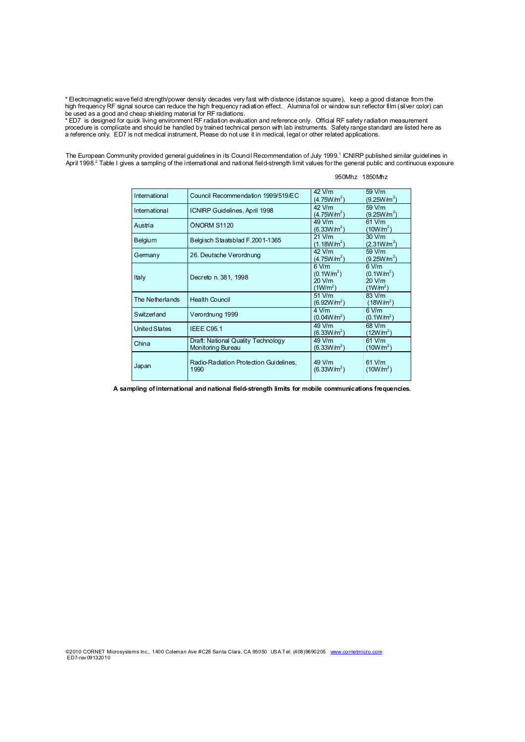* Electromagnetic wave field strength/power density decades very fast with distance (distance square), keep a good distance from the high frequency RF signal source can reduce the high frequency radiation effect. Alumina foil or window sun reflector film (silver color) can be used as a good and cheap shielding material for RF radiations.
* ED7 is designed for quick living environment RF radiation evaluation and reference only. Official RF safety radiation measurement procedure is complicate and should be handled by trained technical person with lab instruments. Safety range standard are listed here as a reference only. ED7 is not medical instrument, Please do not use it in medical, legal or other related applications.

The European Community provided general guidelines in its Council Recommendation of July 1999.[1] ICNIRP published similar guidelines in April 1998.[2] Table I gives a sampling of the international and national field-strength limit values for the general public and continuous exposure

| | | 950Mhz | 1850Mhz |
|---|---|---|---|
| International | Council Recommendation 1999/519/EC | 42 V/m ($4.75W/m^2$) | 59 V/m ($9.25W/m^2$) |
| International | ICNIRP Guidelines, April 1998 | 42 V/m ($4.75W/m^2$) | 59 V/m ($9.25W/m^2$) |
| Austria | ÖNORM S1120 | 49 V/m ($6.33W/m^2$) | 61 V/m ($10W/m^2$) |
| Belgium | Belgisch Staatsblad F.2001-1365 | 21 V/m ($1.18W/m^2$) | 30 V/m ($2.31W/m^2$) |
| Germany | 26. Deutsche Verordnung | 42 V/m ($4.75W/m^2$) | 59 V/m ($9.25W/m^2$) |
| Italy | Decreto n. 381, 1998 | 6 V/m ($0.1W/m^2$) 20 V/m ($1W/m^2$) | 6 V/m ($0.1W/m^2$) 20 V/m ($1W/m^2$) |
| The Netherlands | Health Council | 51 V/m ($6.92W/m^2$) | 83 V/m ($18W/m^2$) |
| Switzerland | Verordnung 1999 | 4 V/m ($0.04W/m^2$) | 6 V/m ($0.1W/m^2$) |
| United States | IEEE C95.1 | 49 V/m ($6.33W/m^2$) | 68 V/m ($12W/m^2$) |
| China | Draft: National Quality Technology Monitoring Bureau | 49 V/m ($6.33W/m^2$) | 61 V/m ($10W/m^2$) |
| Japan | Radio-Radiation Protection Guidelines, 1990 | 49 V/m ($6.33W/m^2$) | 61 V/m ($10W/m^2$) |

**A sampling of international and national field-strength limits for mobile communications frequencies.**

©2010 CORNET Microsystems Inc., 1400 Coleman Ave #C28 Santa Clara, CA 95050 USA Tel: (408)9690205 www.cornetmicro.com
ED7-rev09132010